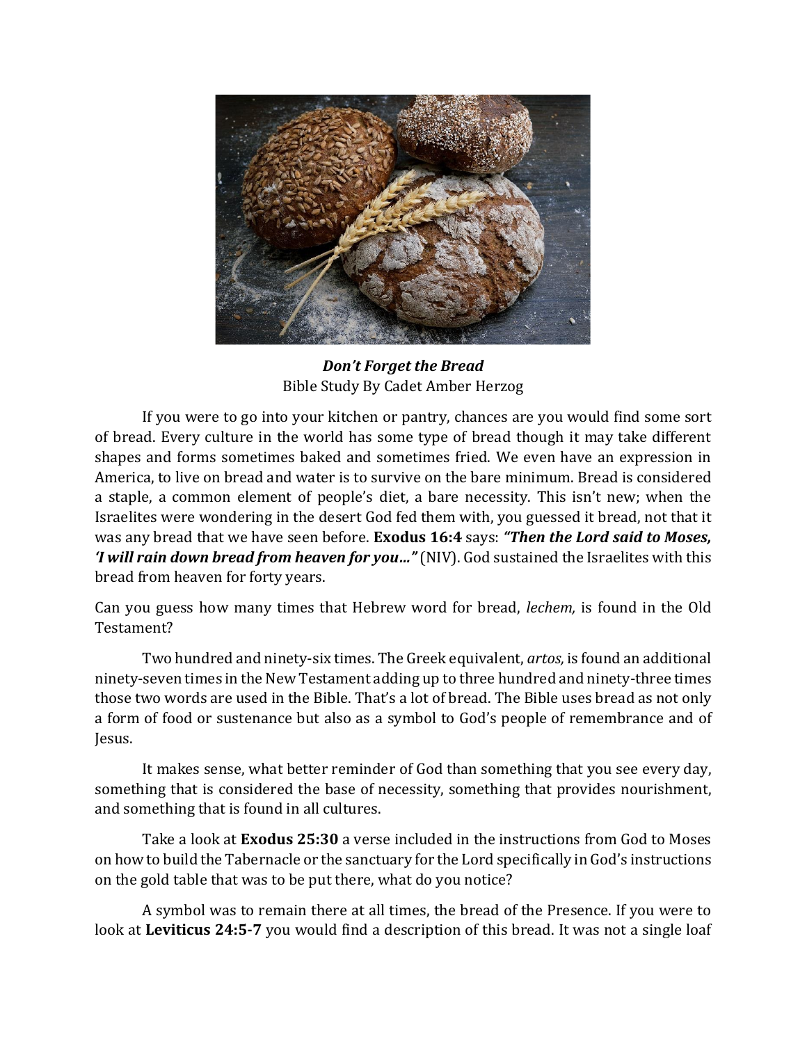***Don't Forget the Bread***
Bible Study By Cadet Amber Herzog

If you were to go into your kitchen or pantry, chances are you would find some sort of bread. Every culture in the world has some type of bread though it may take different shapes and forms sometimes baked and sometimes fried. We even have an expression in America, to live on bread and water is to survive on the bare minimum. Bread is considered a staple, a common element of people's diet, a bare necessity. This isn't new; when the Israelites were wondering in the desert God fed them with, you guessed it bread, not that it was any bread that we have seen before. **Exodus 16:4** says: ***"Then the Lord said to Moses, 'I will rain down bread from heaven for you…"*** (NIV). God sustained the Israelites with this bread from heaven for forty years.

Can you guess how many times that Hebrew word for bread, *lechem,* is found in the Old Testament?

Two hundred and ninety-six times. The Greek equivalent, *artos,* is found an additional ninety-seven times in the New Testament adding up to three hundred and ninety-three times those two words are used in the Bible. That's a lot of bread. The Bible uses bread as not only a form of food or sustenance but also as a symbol to God's people of remembrance and of Jesus.

It makes sense, what better reminder of God than something that you see every day, something that is considered the base of necessity, something that provides nourishment, and something that is found in all cultures.

Take a look at **Exodus 25:30** a verse included in the instructions from God to Moses on how to build the Tabernacle or the sanctuary for the Lord specifically in God's instructions on the gold table that was to be put there, what do you notice?

A symbol was to remain there at all times, the bread of the Presence. If you were to look at **Leviticus 24:5-7** you would find a description of this bread. It was not a single loaf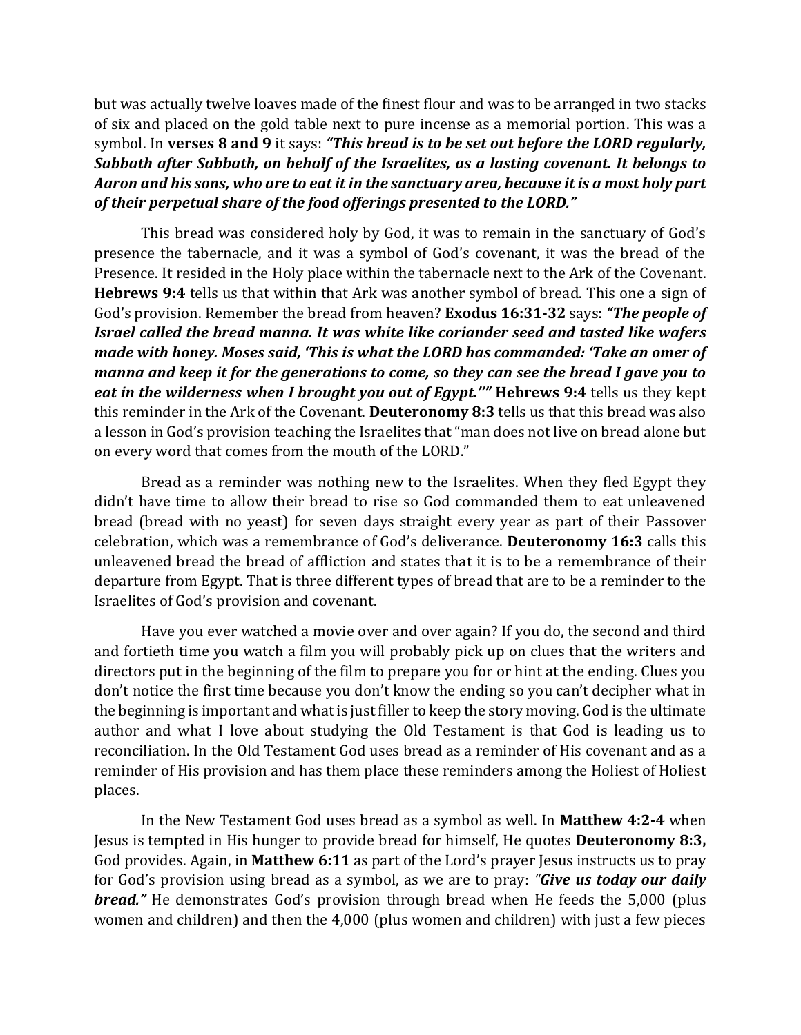but was actually twelve loaves made of the finest flour and was to be arranged in two stacks of six and placed on the gold table next to pure incense as a memorial portion. This was a symbol. In **verses 8 and 9** it says: ***"This bread is to be set out before the LORD regularly, Sabbath after Sabbath, on behalf of the Israelites, as a lasting covenant. It belongs to Aaron and his sons, who are to eat it in the sanctuary area, because it is a most holy part of their perpetual share of the food offerings presented to the LORD."***

This bread was considered holy by God, it was to remain in the sanctuary of God's presence the tabernacle, and it was a symbol of God's covenant, it was the bread of the Presence. It resided in the Holy place within the tabernacle next to the Ark of the Covenant. **Hebrews 9:4** tells us that within that Ark was another symbol of bread. This one a sign of God's provision. Remember the bread from heaven? **Exodus 16:31-32** says: ***"The people of Israel called the bread manna. It was white like coriander seed and tasted like wafers made with honey. Moses said, 'This is what the LORD has commanded: 'Take an omer of manna and keep it for the generations to come, so they can see the bread I gave you to eat in the wilderness when I brought you out of Egypt.''"*** **Hebrews 9:4** tells us they kept this reminder in the Ark of the Covenant. **Deuteronomy 8:3** tells us that this bread was also a lesson in God's provision teaching the Israelites that "man does not live on bread alone but on every word that comes from the mouth of the LORD."

Bread as a reminder was nothing new to the Israelites. When they fled Egypt they didn't have time to allow their bread to rise so God commanded them to eat unleavened bread (bread with no yeast) for seven days straight every year as part of their Passover celebration, which was a remembrance of God's deliverance. **Deuteronomy 16:3** calls this unleavened bread the bread of affliction and states that it is to be a remembrance of their departure from Egypt. That is three different types of bread that are to be a reminder to the Israelites of God's provision and covenant.

Have you ever watched a movie over and over again? If you do, the second and third and fortieth time you watch a film you will probably pick up on clues that the writers and directors put in the beginning of the film to prepare you for or hint at the ending. Clues you don't notice the first time because you don't know the ending so you can't decipher what in the beginning is important and what is just filler to keep the story moving. God is the ultimate author and what I love about studying the Old Testament is that God is leading us to reconciliation. In the Old Testament God uses bread as a reminder of His covenant and as a reminder of His provision and has them place these reminders among the Holiest of Holiest places.

In the New Testament God uses bread as a symbol as well. In **Matthew 4:2-4** when Jesus is tempted in His hunger to provide bread for himself, He quotes **Deuteronomy 8:3,** God provides. Again, in **Matthew 6:11** as part of the Lord's prayer Jesus instructs us to pray for God's provision using bread as a symbol, as we are to pray: ***"Give us today our daily bread."*** He demonstrates God's provision through bread when He feeds the 5,000 (plus women and children) and then the 4,000 (plus women and children) with just a few pieces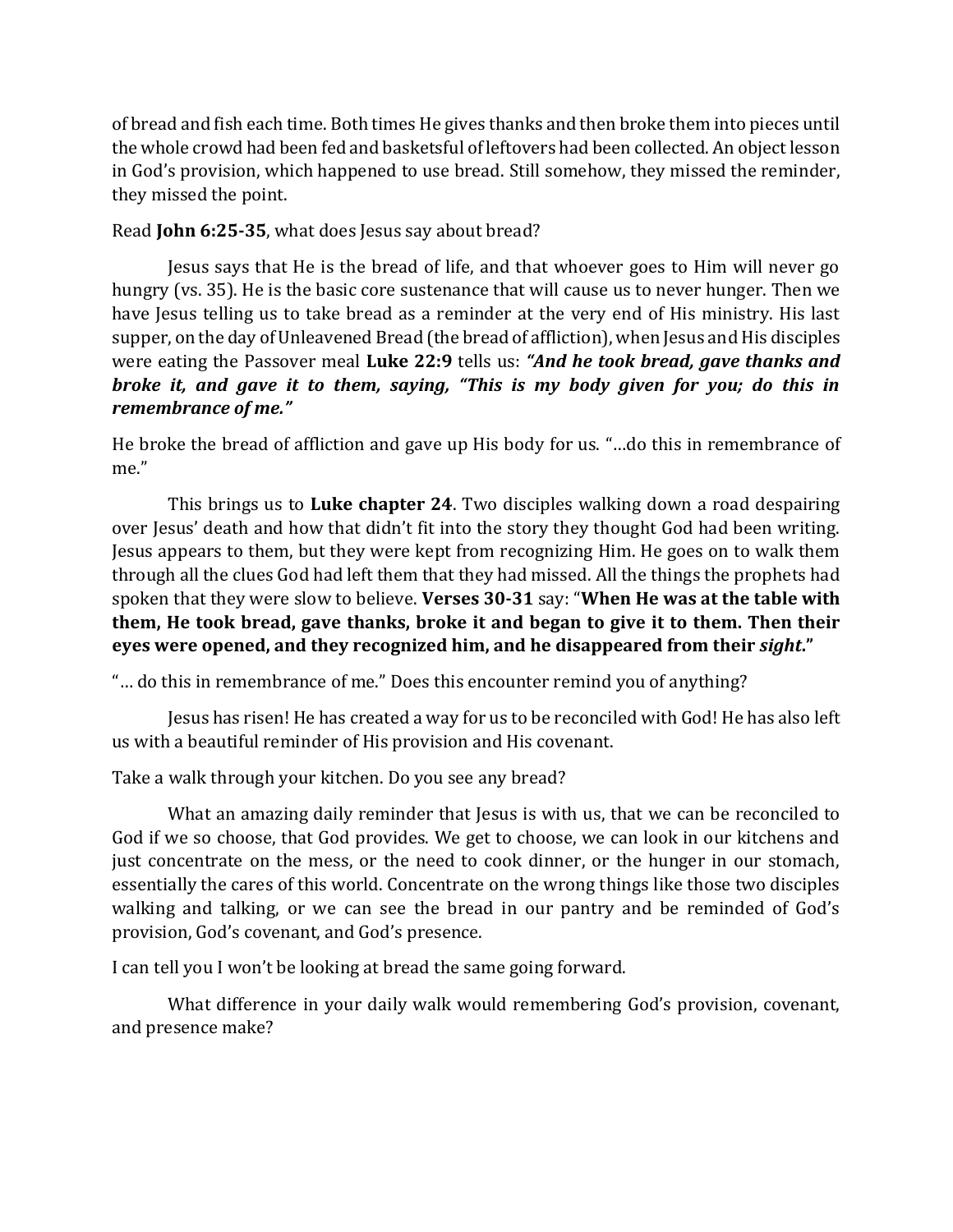of bread and fish each time. Both times He gives thanks and then broke them into pieces until the whole crowd had been fed and basketsful of leftovers had been collected. An object lesson in God's provision, which happened to use bread. Still somehow, they missed the reminder, they missed the point.

Read **John 6:25-35**, what does Jesus say about bread?

Jesus says that He is the bread of life, and that whoever goes to Him will never go hungry (vs. 35). He is the basic core sustenance that will cause us to never hunger. Then we have Jesus telling us to take bread as a reminder at the very end of His ministry. His last supper, on the day of Unleavened Bread (the bread of affliction), when Jesus and His disciples were eating the Passover meal **Luke 22:9** tells us: ***"And he took bread, gave thanks and broke it, and gave it to them, saying, "This is my body given for you; do this in remembrance of me."***

He broke the bread of affliction and gave up His body for us. "…do this in remembrance of me."

This brings us to **Luke chapter 24**. Two disciples walking down a road despairing over Jesus' death and how that didn't fit into the story they thought God had been writing. Jesus appears to them, but they were kept from recognizing Him. He goes on to walk them through all the clues God had left them that they had missed. All the things the prophets had spoken that they were slow to believe. **Verses 30-31** say: "**When He was at the table with them, He took bread, gave thanks, broke it and began to give it to them. Then their eyes were opened, and they recognized him, and he disappeared from their *sight*.**"

"… do this in remembrance of me." Does this encounter remind you of anything?

Jesus has risen! He has created a way for us to be reconciled with God! He has also left us with a beautiful reminder of His provision and His covenant.

Take a walk through your kitchen. Do you see any bread?

What an amazing daily reminder that Jesus is with us, that we can be reconciled to God if we so choose, that God provides. We get to choose, we can look in our kitchens and just concentrate on the mess, or the need to cook dinner, or the hunger in our stomach, essentially the cares of this world. Concentrate on the wrong things like those two disciples walking and talking, or we can see the bread in our pantry and be reminded of God's provision, God's covenant, and God's presence.

I can tell you I won't be looking at bread the same going forward.

What difference in your daily walk would remembering God's provision, covenant, and presence make?